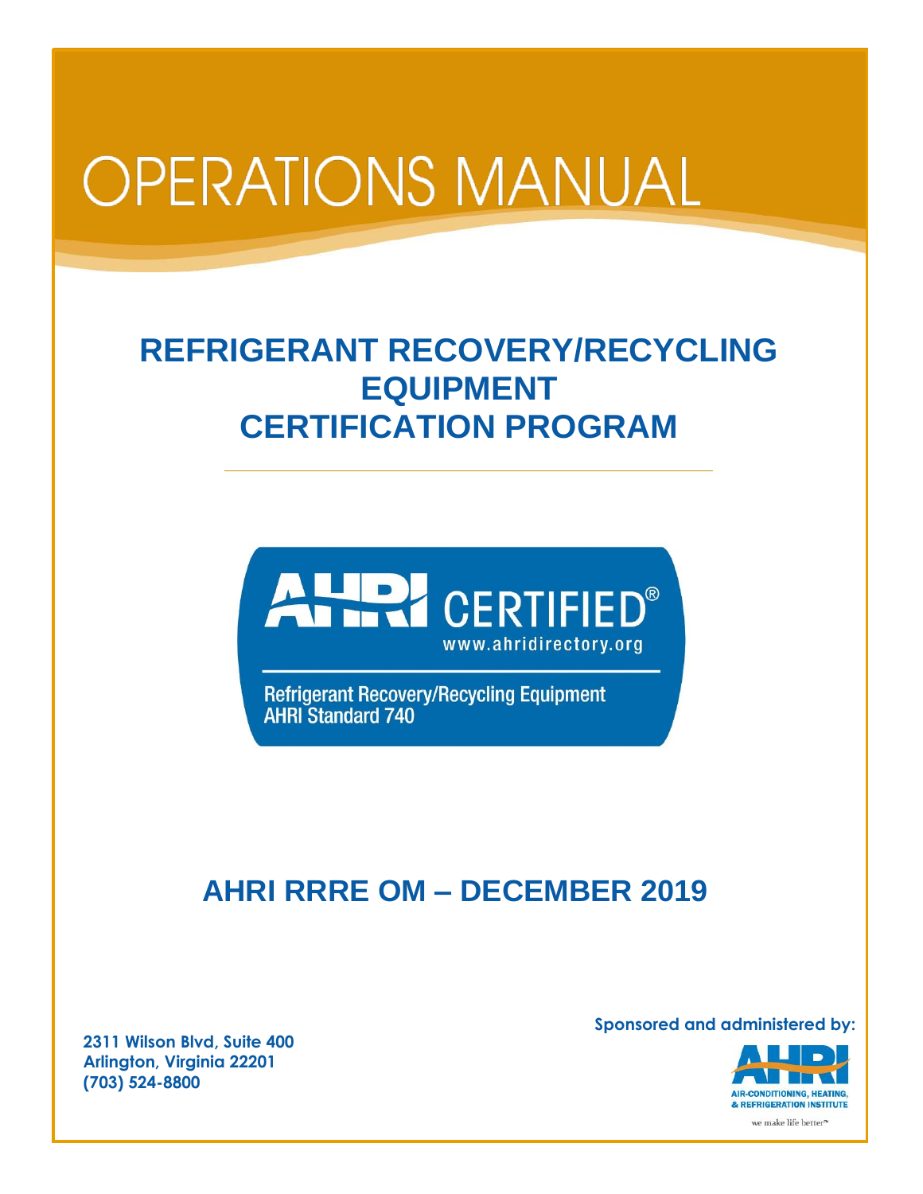# OPERATIONS MANUAL

## REFRIGERANT RECOVERY/RECYCLING EQUIPMENT CERTIFICATION PROGRAM

---

AHRI CERTIFIED®
www.ahridirectory.org

Refrigerant Recovery/Recycling Equipment
AHRI Standard 740

## AHRI RRRE OM – DECEMBER 2019

**2311 Wilson Blvd, Suite 400**
**Arlington, Virginia 22201**
**(703) 524-8800**

**Sponsored and administered by:**

AHRI
AIR-CONDITIONING, HEATING, & REFRIGERATION INSTITUTE
we make life better™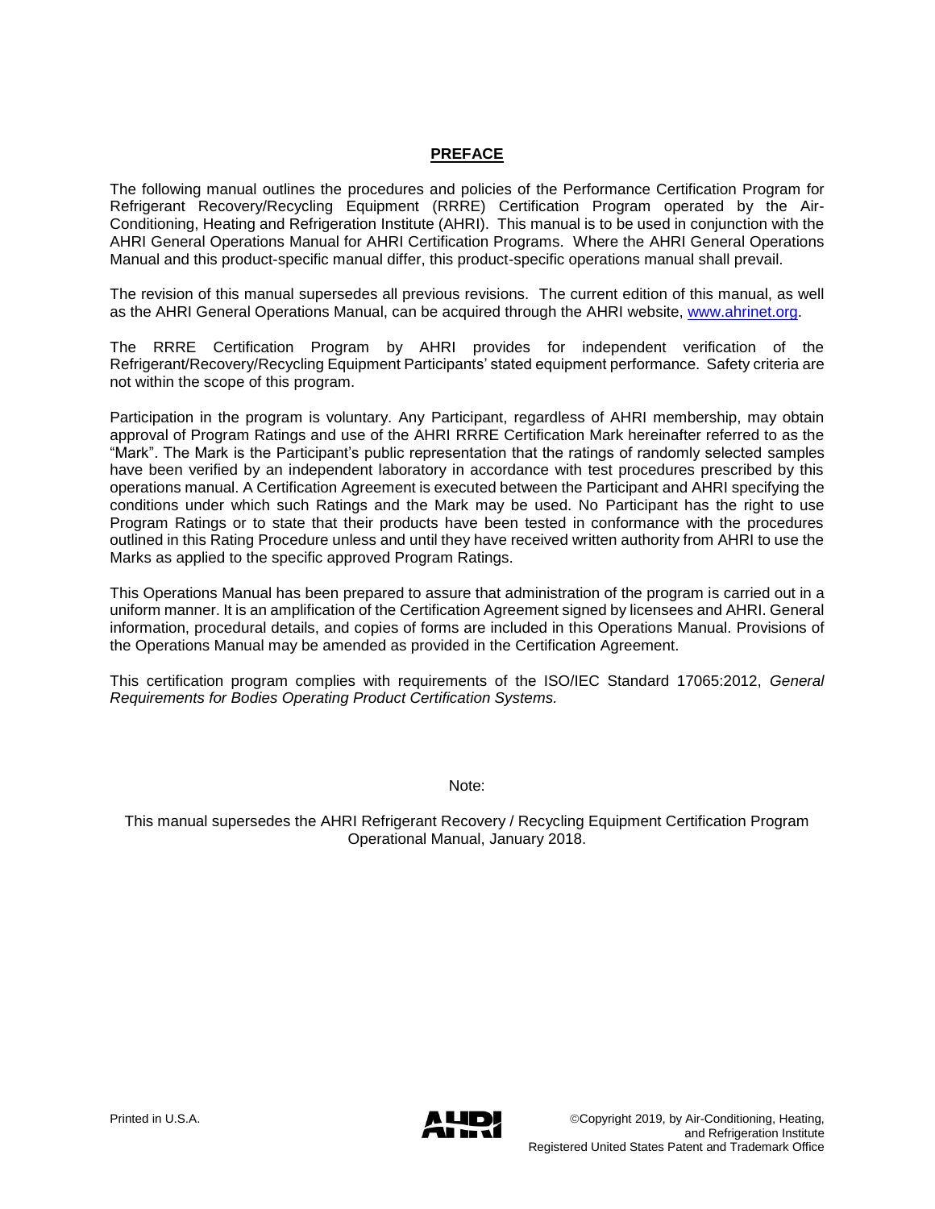## PREFACE

The following manual outlines the procedures and policies of the Performance Certification Program for Refrigerant Recovery/Recycling Equipment (RRRE) Certification Program operated by the Air-Conditioning, Heating and Refrigeration Institute (AHRI). This manual is to be used in conjunction with the AHRI General Operations Manual for AHRI Certification Programs. Where the AHRI General Operations Manual and this product-specific manual differ, this product-specific operations manual shall prevail.

The revision of this manual supersedes all previous revisions. The current edition of this manual, as well as the AHRI General Operations Manual, can be acquired through the AHRI website, [www.ahrinet.org](http://www.ahrinet.org).

The RRRE Certification Program by AHRI provides for independent verification of the Refrigerant/Recovery/Recycling Equipment Participants' stated equipment performance. Safety criteria are not within the scope of this program.

Participation in the program is voluntary. Any Participant, regardless of AHRI membership, may obtain approval of Program Ratings and use of the AHRI RRRE Certification Mark hereinafter referred to as the "Mark". The Mark is the Participant's public representation that the ratings of randomly selected samples have been verified by an independent laboratory in accordance with test procedures prescribed by this operations manual. A Certification Agreement is executed between the Participant and AHRI specifying the conditions under which such Ratings and the Mark may be used. No Participant has the right to use Program Ratings or to state that their products have been tested in conformance with the procedures outlined in this Rating Procedure unless and until they have received written authority from AHRI to use the Marks as applied to the specific approved Program Ratings.

This Operations Manual has been prepared to assure that administration of the program is carried out in a uniform manner. It is an amplification of the Certification Agreement signed by licensees and AHRI. General information, procedural details, and copies of forms are included in this Operations Manual. Provisions of the Operations Manual may be amended as provided in the Certification Agreement.

This certification program complies with requirements of the ISO/IEC Standard 17065:2012, *General Requirements for Bodies Operating Product Certification Systems.*

Note:

This manual supersedes the AHRI Refrigerant Recovery / Recycling Equipment Certification Program Operational Manual, January 2018.

Printed in U.S.A.

©Copyright 2019, by Air-Conditioning, Heating, and Refrigeration Institute
Registered United States Patent and Trademark Office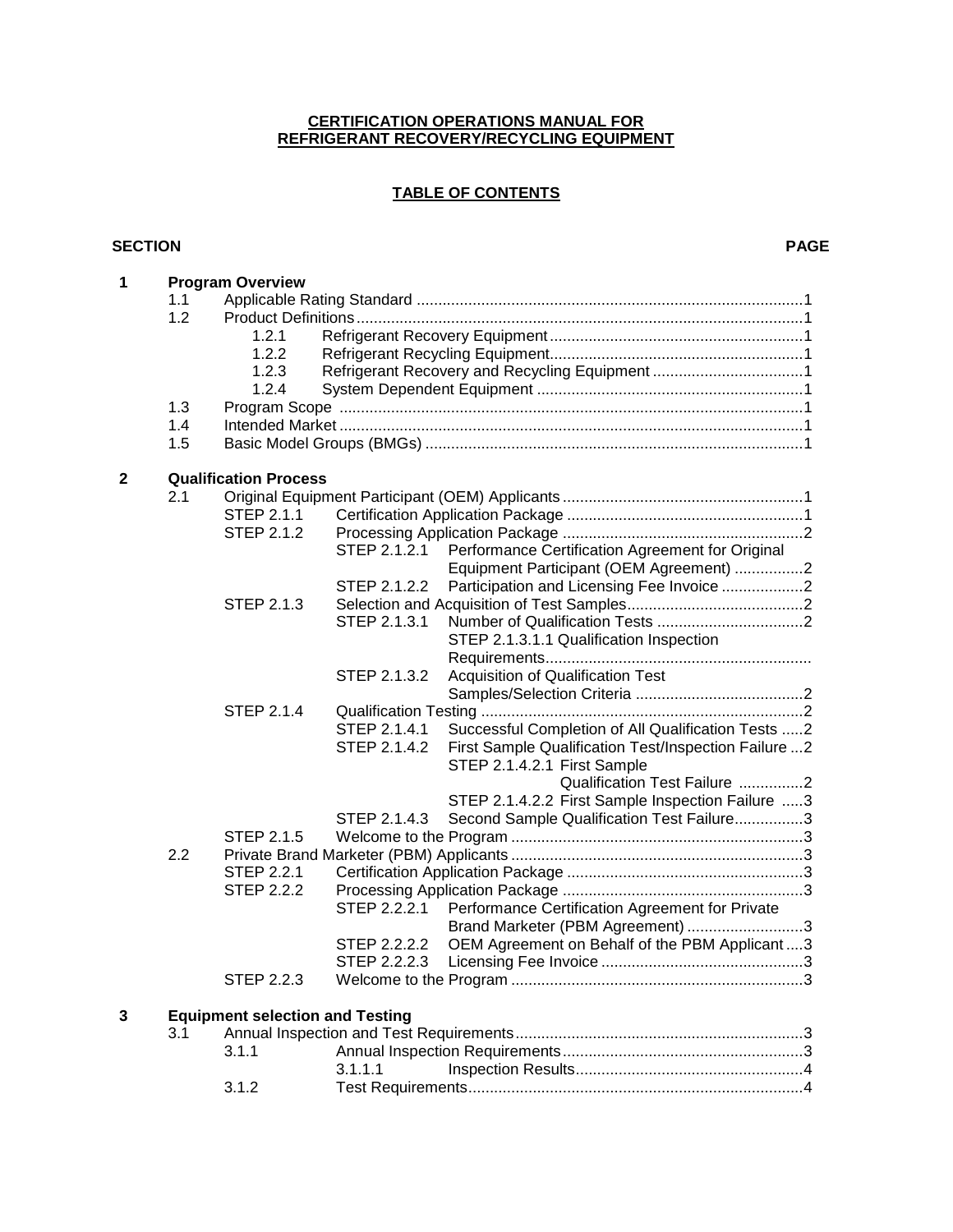**CERTIFICATION OPERATIONS MANUAL FOR REFRIGERANT RECOVERY/RECYCLING EQUIPMENT**

**TABLE OF CONTENTS**

| SECTION | | | | PAGE |
|---|---|---|---|---|
| **1** | **Program Overview** | | | |
| | 1.1 | Applicable Rating Standard | | 1 |
| | 1.2 | Product Definitions | | 1 |
| | | 1.2.1 | Refrigerant Recovery Equipment | 1 |
| | | 1.2.2 | Refrigerant Recycling Equipment | 1 |
| | | 1.2.3 | Refrigerant Recovery and Recycling Equipment | 1 |
| | | 1.2.4 | System Dependent Equipment | 1 |
| | 1.3 | Program Scope | | 1 |
| | 1.4 | Intended Market | | 1 |
| | 1.5 | Basic Model Groups (BMGs) | | 1 |
| **2** | **Qualification Process** | | | |
| | 2.1 | Original Equipment Participant (OEM) Applicants | | 1 |
| | | STEP 2.1.1 | Certification Application Package | 1 |
| | | STEP 2.1.2 | Processing Application Package | 2 |
| | | | STEP 2.1.2.1 Performance Certification Agreement for Original Equipment Participant (OEM Agreement) | 2 |
| | | | STEP 2.1.2.2 Participation and Licensing Fee Invoice | 2 |
| | | STEP 2.1.3 | Selection and Acquisition of Test Samples | 2 |
| | | | STEP 2.1.3.1 Number of Qualification Tests | 2 |
| | | | STEP 2.1.3.1.1 Qualification Inspection Requirements | |
| | | | STEP 2.1.3.2 Acquisition of Qualification Test Samples/Selection Criteria | 2 |
| | | STEP 2.1.4 | Qualification Testing | 2 |
| | | | STEP 2.1.4.1 Successful Completion of All Qualification Tests | 2 |
| | | | STEP 2.1.4.2 First Sample Qualification Test/Inspection Failure | 2 |
| | | | STEP 2.1.4.2.1 First Sample Qualification Test Failure | 2 |
| | | | STEP 2.1.4.2.2 First Sample Inspection Failure | 3 |
| | | | STEP 2.1.4.3 Second Sample Qualification Test Failure | 3 |
| | | STEP 2.1.5 | Welcome to the Program | 3 |
| | 2.2 | Private Brand Marketer (PBM) Applicants | | 3 |
| | | STEP 2.2.1 | Certification Application Package | 3 |
| | | STEP 2.2.2 | Processing Application Package | 3 |
| | | | STEP 2.2.2.1 Performance Certification Agreement for Private Brand Marketer (PBM Agreement) | 3 |
| | | | STEP 2.2.2.2 OEM Agreement on Behalf of the PBM Applicant | 3 |
| | | | STEP 2.2.2.3 Licensing Fee Invoice | 3 |
| | | STEP 2.2.3 | Welcome to the Program | 3 |
| **3** | **Equipment selection and Testing** | | | |
| | 3.1 | Annual Inspection and Test Requirements | | 3 |
| | | 3.1.1 | Annual Inspection Requirements | 3 |
| | | | 3.1.1.1 Inspection Results | 4 |
| | | 3.1.2 | Test Requirements | 4 |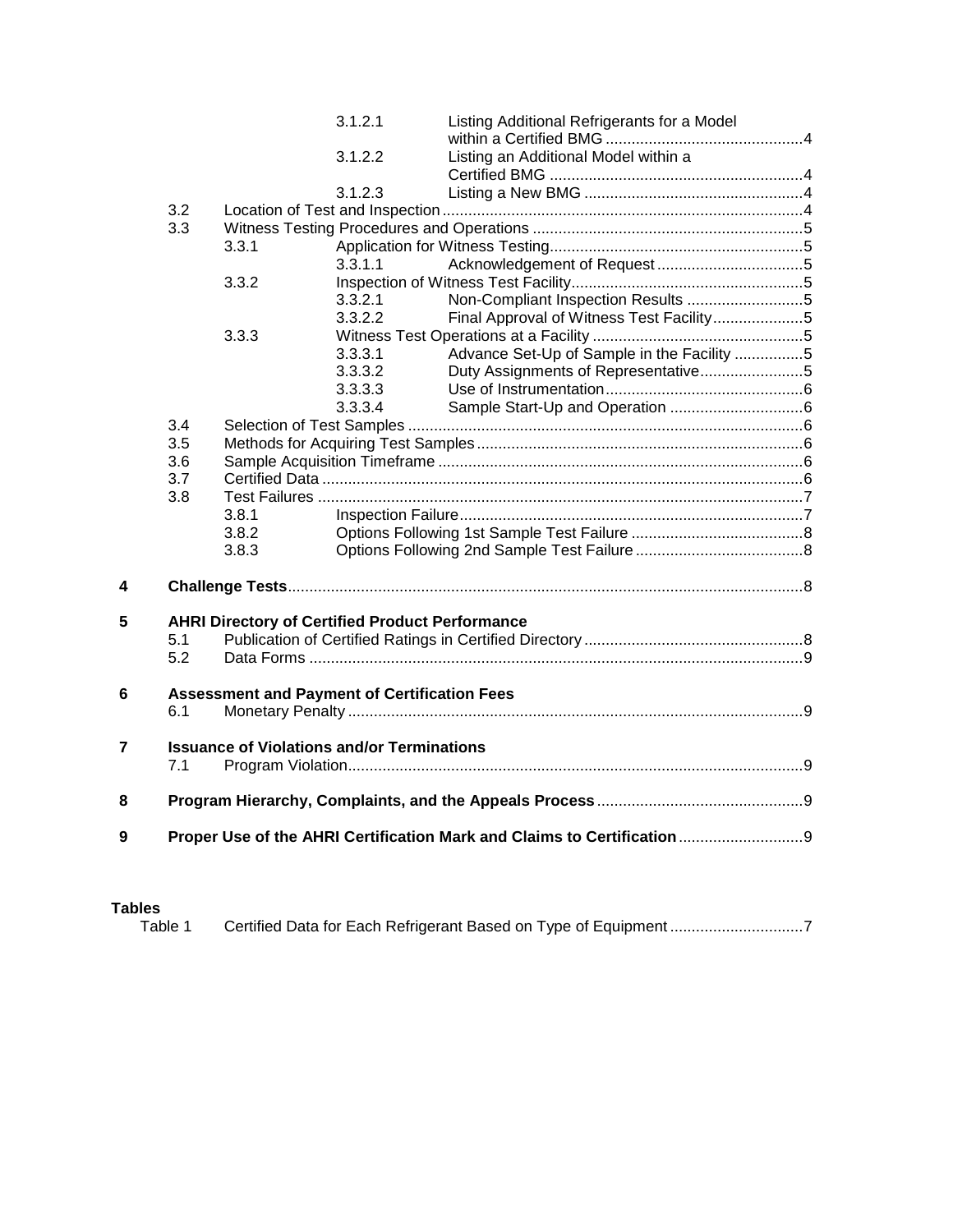3.1.2.1 Listing Additional Refrigerants for a Model within a Certified BMG .............................................4
3.1.2.2 Listing an Additional Model within a Certified BMG ..........................................................4
3.1.2.3 Listing a New BMG ..................................................4

3.2 Location of Test and Inspection ...................................................................................4
3.3 Witness Testing Procedures and Operations ..............................................................5
3.3.1 Application for Witness Testing..........................................................5
3.3.1.1 Acknowledgement of Request ..................................5
3.3.2 Inspection of Witness Test Facility.....................................................5
3.3.2.1 Non-Compliant Inspection Results ...........................5
3.3.2.2 Final Approval of Witness Test Facility.....................5
3.3.3 Witness Test Operations at a Facility ................................................5
3.3.3.1 Advance Set-Up of Sample in the Facility ................5
3.3.3.2 Duty Assignments of Representative........................5
3.3.3.3 Use of Instrumentation.............................................6
3.3.3.4 Sample Start-Up and Operation ...............................6
3.4 Selection of Test Samples ...........................................................................................6
3.5 Methods for Acquiring Test Samples...........................................................................6
3.6 Sample Acquisition Timeframe ....................................................................................6
3.7 Certified Data ...............................................................................................................6
3.8 Test Failures ................................................................................................................7
3.8.1 Inspection Failure...............................................................................7
3.8.2 Options Following 1st Sample Test Failure ........................................8
3.8.3 Options Following 2nd Sample Test Failure .......................................8

**4 Challenge Tests**......................................................................................................................8

**5 AHRI Directory of Certified Product Performance**
5.1 Publication of Certified Ratings in Certified Directory ..................................................8
5.2 Data Forms ..................................................................................................................9

**6 Assessment and Payment of Certification Fees**
6.1 Monetary Penalty .........................................................................................................9

**7 Issuance of Violations and/or Terminations**
7.1 Program Violation.........................................................................................................9

**8 Program Hierarchy, Complaints, and the Appeals Process**................................................9

**9 Proper Use of the AHRI Certification Mark and Claims to Certification**............................9

**Tables**
Table 1 Certified Data for Each Refrigerant Based on Type of Equipment ..............................7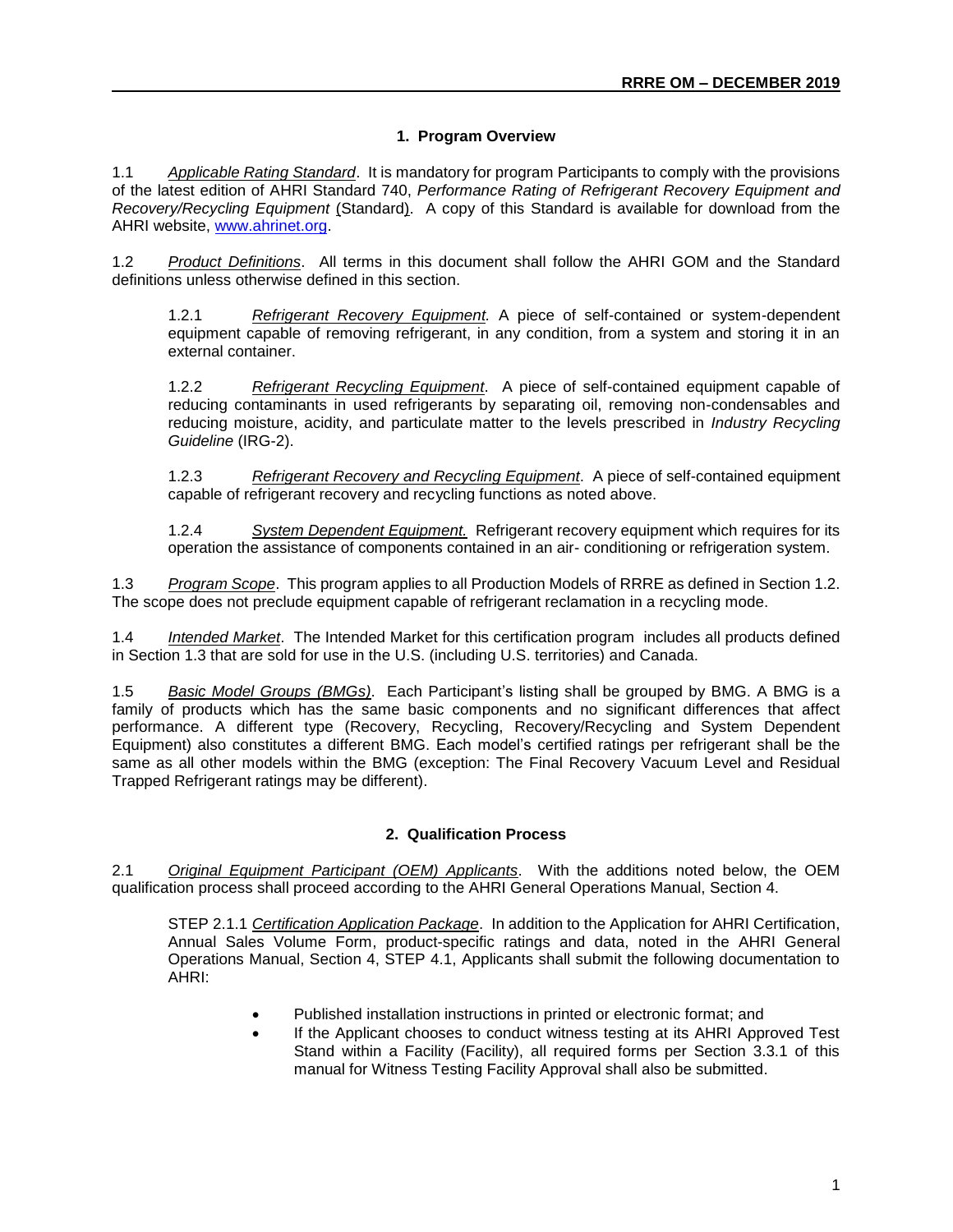## 1. Program Overview

1.1 *Applicable Rating Standard*. It is mandatory for program Participants to comply with the provisions of the latest edition of AHRI Standard 740, *Performance Rating of Refrigerant Recovery Equipment and Recovery/Recycling Equipment* (Standard). A copy of this Standard is available for download from the AHRI website, www.ahrinet.org.

1.2 *Product Definitions*. All terms in this document shall follow the AHRI GOM and the Standard definitions unless otherwise defined in this section.

> 1.2.1 *Refrigerant Recovery Equipment.* A piece of self-contained or system-dependent equipment capable of removing refrigerant, in any condition, from a system and storing it in an external container.
>
> 1.2.2 *Refrigerant Recycling Equipment*. A piece of self-contained equipment capable of reducing contaminants in used refrigerants by separating oil, removing non-condensables and reducing moisture, acidity, and particulate matter to the levels prescribed in *Industry Recycling Guideline* (IRG-2).
>
> 1.2.3 *Refrigerant Recovery and Recycling Equipment*. A piece of self-contained equipment capable of refrigerant recovery and recycling functions as noted above.
>
> 1.2.4 *System Dependent Equipment.* Refrigerant recovery equipment which requires for its operation the assistance of components contained in an air- conditioning or refrigeration system.

1.3 *Program Scope*. This program applies to all Production Models of RRRE as defined in Section 1.2. The scope does not preclude equipment capable of refrigerant reclamation in a recycling mode.

1.4 *Intended Market*. The Intended Market for this certification program includes all products defined in Section 1.3 that are sold for use in the U.S. (including U.S. territories) and Canada.

1.5 *Basic Model Groups (BMGs)*. Each Participant's listing shall be grouped by BMG. A BMG is a family of products which has the same basic components and no significant differences that affect performance. A different type (Recovery, Recycling, Recovery/Recycling and System Dependent Equipment) also constitutes a different BMG. Each model's certified ratings per refrigerant shall be the same as all other models within the BMG (exception: The Final Recovery Vacuum Level and Residual Trapped Refrigerant ratings may be different).

## 2. Qualification Process

2.1 *Original Equipment Participant (OEM) Applicants*. With the additions noted below, the OEM qualification process shall proceed according to the AHRI General Operations Manual, Section 4.

> STEP 2.1.1 *Certification Application Package*. In addition to the Application for AHRI Certification, Annual Sales Volume Form, product-specific ratings and data, noted in the AHRI General Operations Manual, Section 4, STEP 4.1, Applicants shall submit the following documentation to AHRI:
>
> - Published installation instructions in printed or electronic format; and
> - If the Applicant chooses to conduct witness testing at its AHRI Approved Test Stand within a Facility (Facility), all required forms per Section 3.3.1 of this manual for Witness Testing Facility Approval shall also be submitted.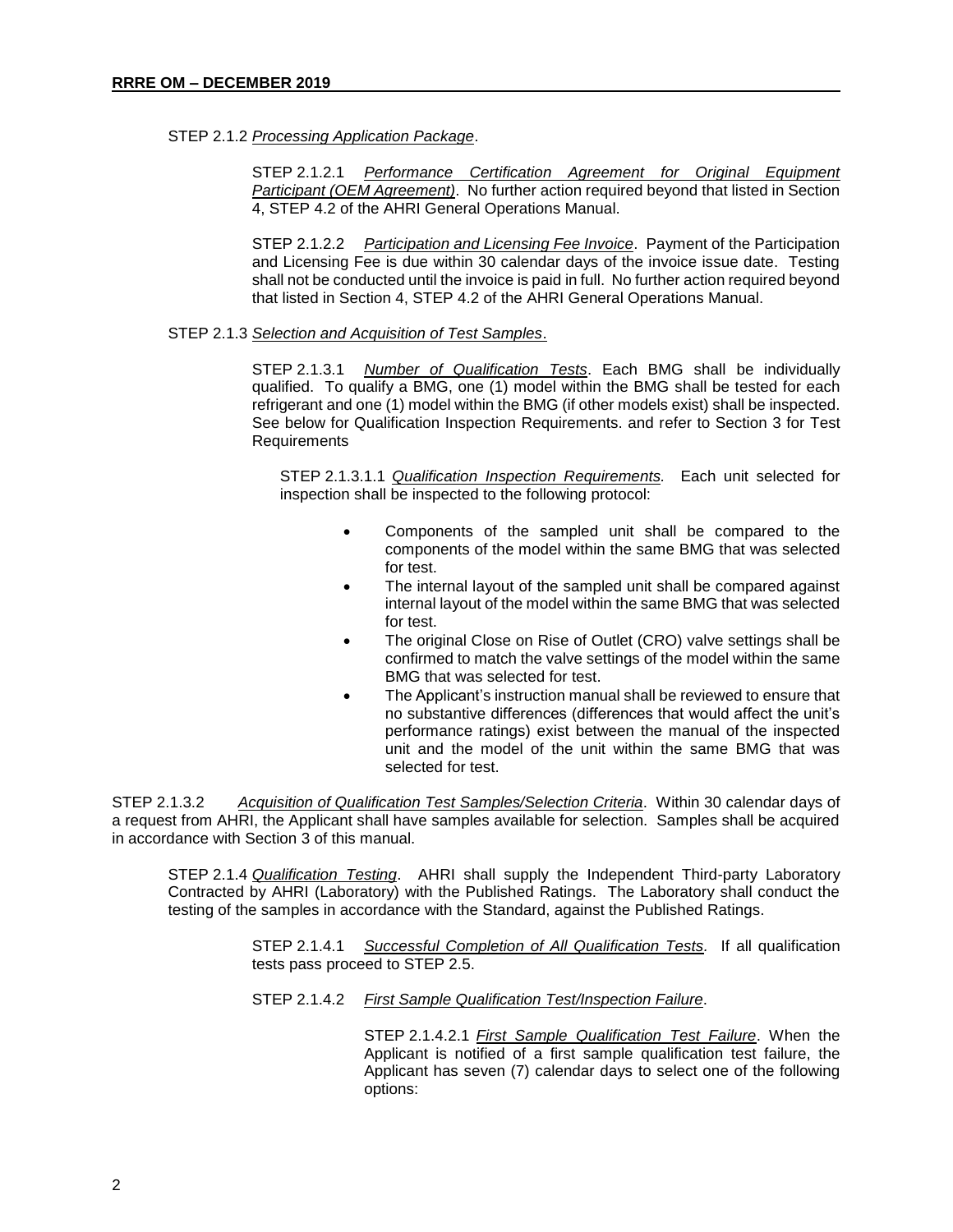STEP 2.1.2 *Processing Application Package*.

STEP 2.1.2.1 *Performance Certification Agreement for Original Equipment Participant (OEM Agreement)*. No further action required beyond that listed in Section 4, STEP 4.2 of the AHRI General Operations Manual.

STEP 2.1.2.2 *Participation and Licensing Fee Invoice*. Payment of the Participation and Licensing Fee is due within 30 calendar days of the invoice issue date. Testing shall not be conducted until the invoice is paid in full. No further action required beyond that listed in Section 4, STEP 4.2 of the AHRI General Operations Manual.

STEP 2.1.3 *Selection and Acquisition of Test Samples*.

STEP 2.1.3.1 *Number of Qualification Tests*. Each BMG shall be individually qualified. To qualify a BMG, one (1) model within the BMG shall be tested for each refrigerant and one (1) model within the BMG (if other models exist) shall be inspected. See below for Qualification Inspection Requirements. and refer to Section 3 for Test Requirements

STEP 2.1.3.1.1 *Qualification Inspection Requirements.* Each unit selected for inspection shall be inspected to the following protocol:

- Components of the sampled unit shall be compared to the components of the model within the same BMG that was selected for test.
- The internal layout of the sampled unit shall be compared against internal layout of the model within the same BMG that was selected for test.
- The original Close on Rise of Outlet (CRO) valve settings shall be confirmed to match the valve settings of the model within the same BMG that was selected for test.
- The Applicant's instruction manual shall be reviewed to ensure that no substantive differences (differences that would affect the unit's performance ratings) exist between the manual of the inspected unit and the model of the unit within the same BMG that was selected for test.

STEP 2.1.3.2 *Acquisition of Qualification Test Samples/Selection Criteria*. Within 30 calendar days of a request from AHRI, the Applicant shall have samples available for selection. Samples shall be acquired in accordance with Section 3 of this manual.

STEP 2.1.4 *Qualification Testing*. AHRI shall supply the Independent Third-party Laboratory Contracted by AHRI (Laboratory) with the Published Ratings. The Laboratory shall conduct the testing of the samples in accordance with the Standard, against the Published Ratings.

STEP 2.1.4.1 *Successful Completion of All Qualification Tests.* If all qualification tests pass proceed to STEP 2.5.

STEP 2.1.4.2 *First Sample Qualification Test/Inspection Failure*.

STEP 2.1.4.2.1 *First Sample Qualification Test Failure*. When the Applicant is notified of a first sample qualification test failure, the Applicant has seven (7) calendar days to select one of the following options: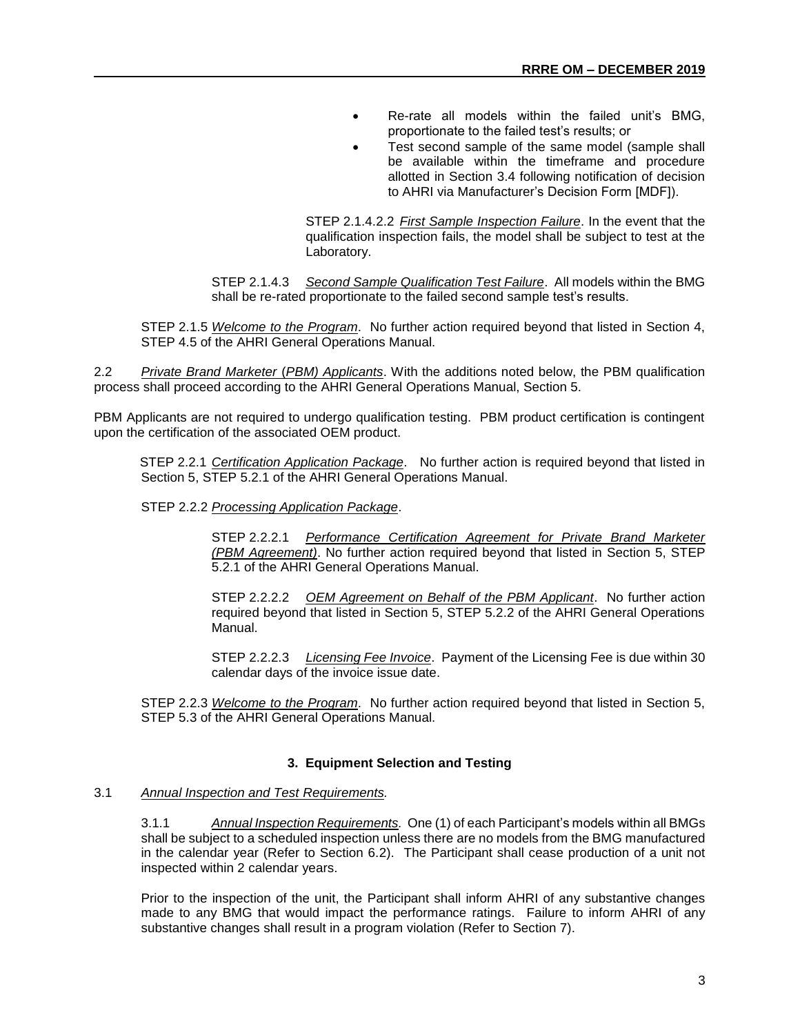- Re-rate all models within the failed unit's BMG, proportionate to the failed test's results; or
- Test second sample of the same model (sample shall be available within the timeframe and procedure allotted in Section 3.4 following notification of decision to AHRI via Manufacturer's Decision Form [MDF]).

STEP 2.1.4.2.2 *First Sample Inspection Failure*. In the event that the qualification inspection fails, the model shall be subject to test at the Laboratory.

STEP 2.1.4.3 *Second Sample Qualification Test Failure*. All models within the BMG shall be re-rated proportionate to the failed second sample test's results.

STEP 2.1.5 *Welcome to the Program*. No further action required beyond that listed in Section 4, STEP 4.5 of the AHRI General Operations Manual.

2.2 *Private Brand Marketer (PBM) Applicants*. With the additions noted below, the PBM qualification process shall proceed according to the AHRI General Operations Manual, Section 5.

PBM Applicants are not required to undergo qualification testing. PBM product certification is contingent upon the certification of the associated OEM product.

STEP 2.2.1 *Certification Application Package*. No further action is required beyond that listed in Section 5, STEP 5.2.1 of the AHRI General Operations Manual.

STEP 2.2.2 *Processing Application Package*.

STEP 2.2.2.1 *Performance Certification Agreement for Private Brand Marketer (PBM Agreement)*. No further action required beyond that listed in Section 5, STEP 5.2.1 of the AHRI General Operations Manual.

STEP 2.2.2.2 *OEM Agreement on Behalf of the PBM Applicant*. No further action required beyond that listed in Section 5, STEP 5.2.2 of the AHRI General Operations Manual.

STEP 2.2.2.3 *Licensing Fee Invoice*. Payment of the Licensing Fee is due within 30 calendar days of the invoice issue date.

STEP 2.2.3 *Welcome to the Program*. No further action required beyond that listed in Section 5, STEP 5.3 of the AHRI General Operations Manual.

## 3. Equipment Selection and Testing

3.1 *Annual Inspection and Test Requirements.*

3.1.1 *Annual Inspection Requirements.* One (1) of each Participant's models within all BMGs shall be subject to a scheduled inspection unless there are no models from the BMG manufactured in the calendar year (Refer to Section 6.2). The Participant shall cease production of a unit not inspected within 2 calendar years.

Prior to the inspection of the unit, the Participant shall inform AHRI of any substantive changes made to any BMG that would impact the performance ratings. Failure to inform AHRI of any substantive changes shall result in a program violation (Refer to Section 7).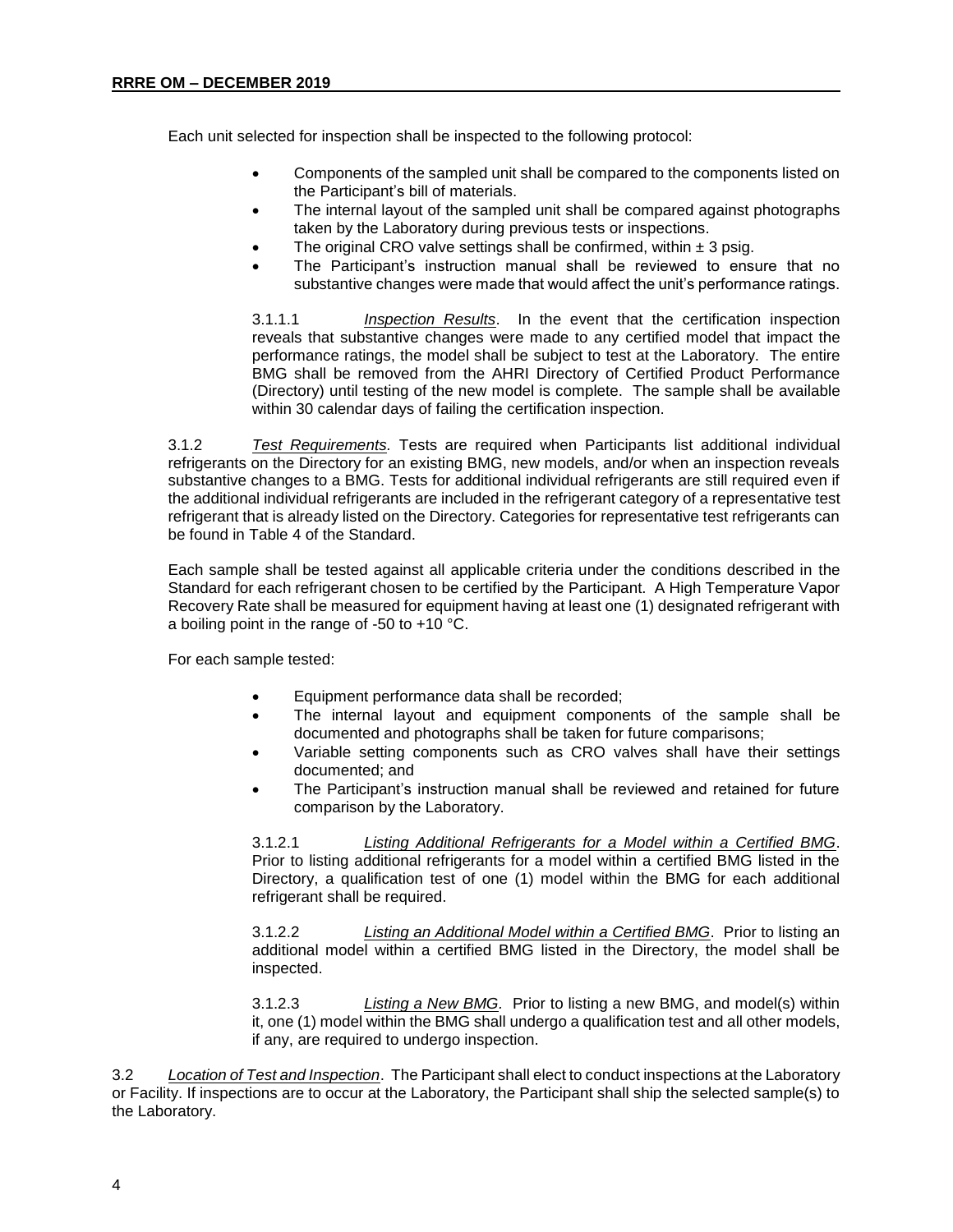Each unit selected for inspection shall be inspected to the following protocol:

- Components of the sampled unit shall be compared to the components listed on the Participant's bill of materials.
- The internal layout of the sampled unit shall be compared against photographs taken by the Laboratory during previous tests or inspections.
- The original CRO valve settings shall be confirmed, within ± 3 psig.
- The Participant's instruction manual shall be reviewed to ensure that no substantive changes were made that would affect the unit's performance ratings.

3.1.1.1 *Inspection Results*. In the event that the certification inspection reveals that substantive changes were made to any certified model that impact the performance ratings, the model shall be subject to test at the Laboratory. The entire BMG shall be removed from the AHRI Directory of Certified Product Performance (Directory) until testing of the new model is complete. The sample shall be available within 30 calendar days of failing the certification inspection.

3.1.2 *Test Requirements.* Tests are required when Participants list additional individual refrigerants on the Directory for an existing BMG, new models, and/or when an inspection reveals substantive changes to a BMG. Tests for additional individual refrigerants are still required even if the additional individual refrigerants are included in the refrigerant category of a representative test refrigerant that is already listed on the Directory. Categories for representative test refrigerants can be found in Table 4 of the Standard.

Each sample shall be tested against all applicable criteria under the conditions described in the Standard for each refrigerant chosen to be certified by the Participant. A High Temperature Vapor Recovery Rate shall be measured for equipment having at least one (1) designated refrigerant with a boiling point in the range of -50 to +10 °C.

For each sample tested:

- Equipment performance data shall be recorded;
- The internal layout and equipment components of the sample shall be documented and photographs shall be taken for future comparisons;
- Variable setting components such as CRO valves shall have their settings documented; and
- The Participant's instruction manual shall be reviewed and retained for future comparison by the Laboratory.

3.1.2.1 *Listing Additional Refrigerants for a Model within a Certified BMG*. Prior to listing additional refrigerants for a model within a certified BMG listed in the Directory, a qualification test of one (1) model within the BMG for each additional refrigerant shall be required.

3.1.2.2 *Listing an Additional Model within a Certified BMG*. Prior to listing an additional model within a certified BMG listed in the Directory, the model shall be inspected.

3.1.2.3 *Listing a New BMG*. Prior to listing a new BMG, and model(s) within it, one (1) model within the BMG shall undergo a qualification test and all other models, if any, are required to undergo inspection.

3.2 *Location of Test and Inspection*. The Participant shall elect to conduct inspections at the Laboratory or Facility. If inspections are to occur at the Laboratory, the Participant shall ship the selected sample(s) to the Laboratory.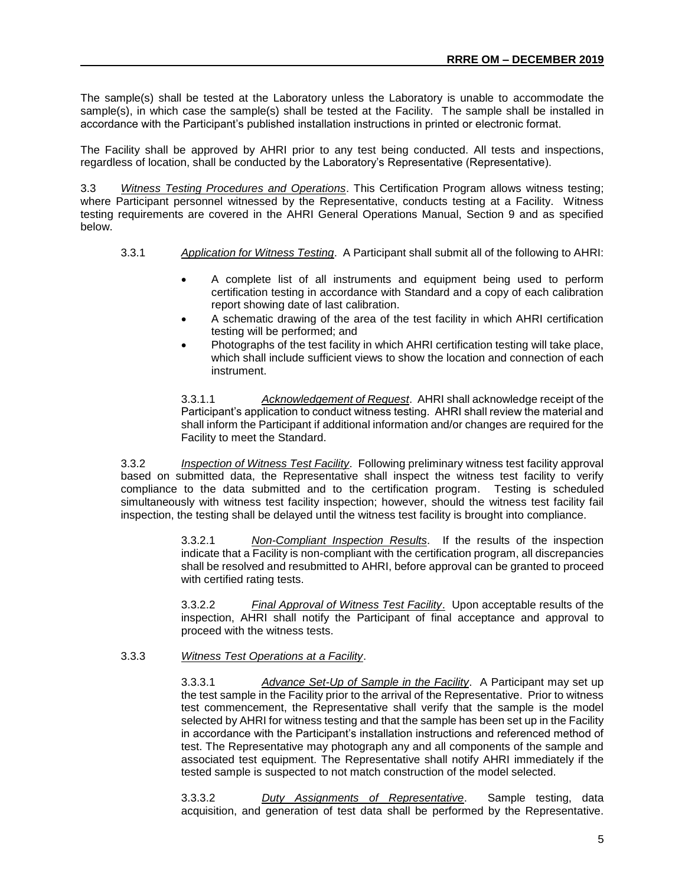The sample(s) shall be tested at the Laboratory unless the Laboratory is unable to accommodate the sample(s), in which case the sample(s) shall be tested at the Facility. The sample shall be installed in accordance with the Participant's published installation instructions in printed or electronic format.

The Facility shall be approved by AHRI prior to any test being conducted. All tests and inspections, regardless of location, shall be conducted by the Laboratory's Representative (Representative).

3.3 *Witness Testing Procedures and Operations*. This Certification Program allows witness testing; where Participant personnel witnessed by the Representative, conducts testing at a Facility. Witness testing requirements are covered in the AHRI General Operations Manual, Section 9 and as specified below.

3.3.1 *Application for Witness Testing*. A Participant shall submit all of the following to AHRI:

- A complete list of all instruments and equipment being used to perform certification testing in accordance with Standard and a copy of each calibration report showing date of last calibration.
- A schematic drawing of the area of the test facility in which AHRI certification testing will be performed; and
- Photographs of the test facility in which AHRI certification testing will take place, which shall include sufficient views to show the location and connection of each instrument.

3.3.1.1 *Acknowledgement of Request*. AHRI shall acknowledge receipt of the Participant's application to conduct witness testing. AHRI shall review the material and shall inform the Participant if additional information and/or changes are required for the Facility to meet the Standard.

3.3.2 *Inspection of Witness Test Facility*. Following preliminary witness test facility approval based on submitted data, the Representative shall inspect the witness test facility to verify compliance to the data submitted and to the certification program. Testing is scheduled simultaneously with witness test facility inspection; however, should the witness test facility fail inspection, the testing shall be delayed until the witness test facility is brought into compliance.

3.3.2.1 *Non-Compliant Inspection Results*. If the results of the inspection indicate that a Facility is non-compliant with the certification program, all discrepancies shall be resolved and resubmitted to AHRI, before approval can be granted to proceed with certified rating tests.

3.3.2.2 *Final Approval of Witness Test Facility*. Upon acceptable results of the inspection, AHRI shall notify the Participant of final acceptance and approval to proceed with the witness tests.

3.3.3 *Witness Test Operations at a Facility*.

3.3.3.1 *Advance Set-Up of Sample in the Facility*. A Participant may set up the test sample in the Facility prior to the arrival of the Representative. Prior to witness test commencement, the Representative shall verify that the sample is the model selected by AHRI for witness testing and that the sample has been set up in the Facility in accordance with the Participant's installation instructions and referenced method of test. The Representative may photograph any and all components of the sample and associated test equipment. The Representative shall notify AHRI immediately if the tested sample is suspected to not match construction of the model selected.

3.3.3.2 *Duty Assignments of Representative*. Sample testing, data acquisition, and generation of test data shall be performed by the Representative.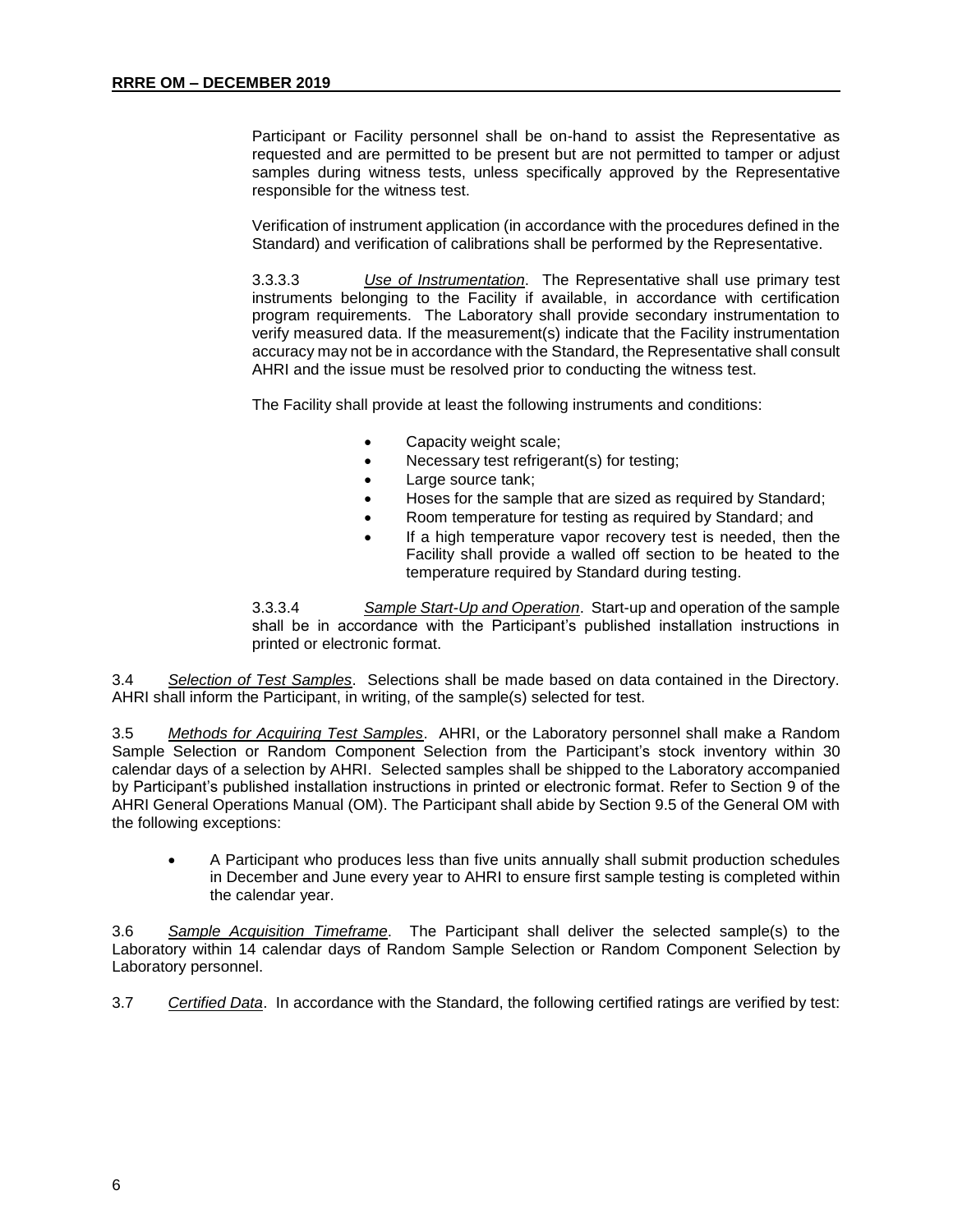Participant or Facility personnel shall be on-hand to assist the Representative as requested and are permitted to be present but are not permitted to tamper or adjust samples during witness tests, unless specifically approved by the Representative responsible for the witness test.

Verification of instrument application (in accordance with the procedures defined in the Standard) and verification of calibrations shall be performed by the Representative.

3.3.3.3 *Use of Instrumentation*. The Representative shall use primary test instruments belonging to the Facility if available, in accordance with certification program requirements. The Laboratory shall provide secondary instrumentation to verify measured data. If the measurement(s) indicate that the Facility instrumentation accuracy may not be in accordance with the Standard, the Representative shall consult AHRI and the issue must be resolved prior to conducting the witness test.

The Facility shall provide at least the following instruments and conditions:

- Capacity weight scale;
- Necessary test refrigerant(s) for testing;
- Large source tank;
- Hoses for the sample that are sized as required by Standard;
- Room temperature for testing as required by Standard; and
- If a high temperature vapor recovery test is needed, then the Facility shall provide a walled off section to be heated to the temperature required by Standard during testing.

3.3.3.4 *Sample Start-Up and Operation*. Start-up and operation of the sample shall be in accordance with the Participant's published installation instructions in printed or electronic format.

3.4 *Selection of Test Samples*. Selections shall be made based on data contained in the Directory. AHRI shall inform the Participant, in writing, of the sample(s) selected for test.

3.5 *Methods for Acquiring Test Samples*. AHRI, or the Laboratory personnel shall make a Random Sample Selection or Random Component Selection from the Participant's stock inventory within 30 calendar days of a selection by AHRI. Selected samples shall be shipped to the Laboratory accompanied by Participant's published installation instructions in printed or electronic format. Refer to Section 9 of the AHRI General Operations Manual (OM). The Participant shall abide by Section 9.5 of the General OM with the following exceptions:

- A Participant who produces less than five units annually shall submit production schedules in December and June every year to AHRI to ensure first sample testing is completed within the calendar year.

3.6 *Sample Acquisition Timeframe*. The Participant shall deliver the selected sample(s) to the Laboratory within 14 calendar days of Random Sample Selection or Random Component Selection by Laboratory personnel.

3.7 *Certified Data*. In accordance with the Standard, the following certified ratings are verified by test: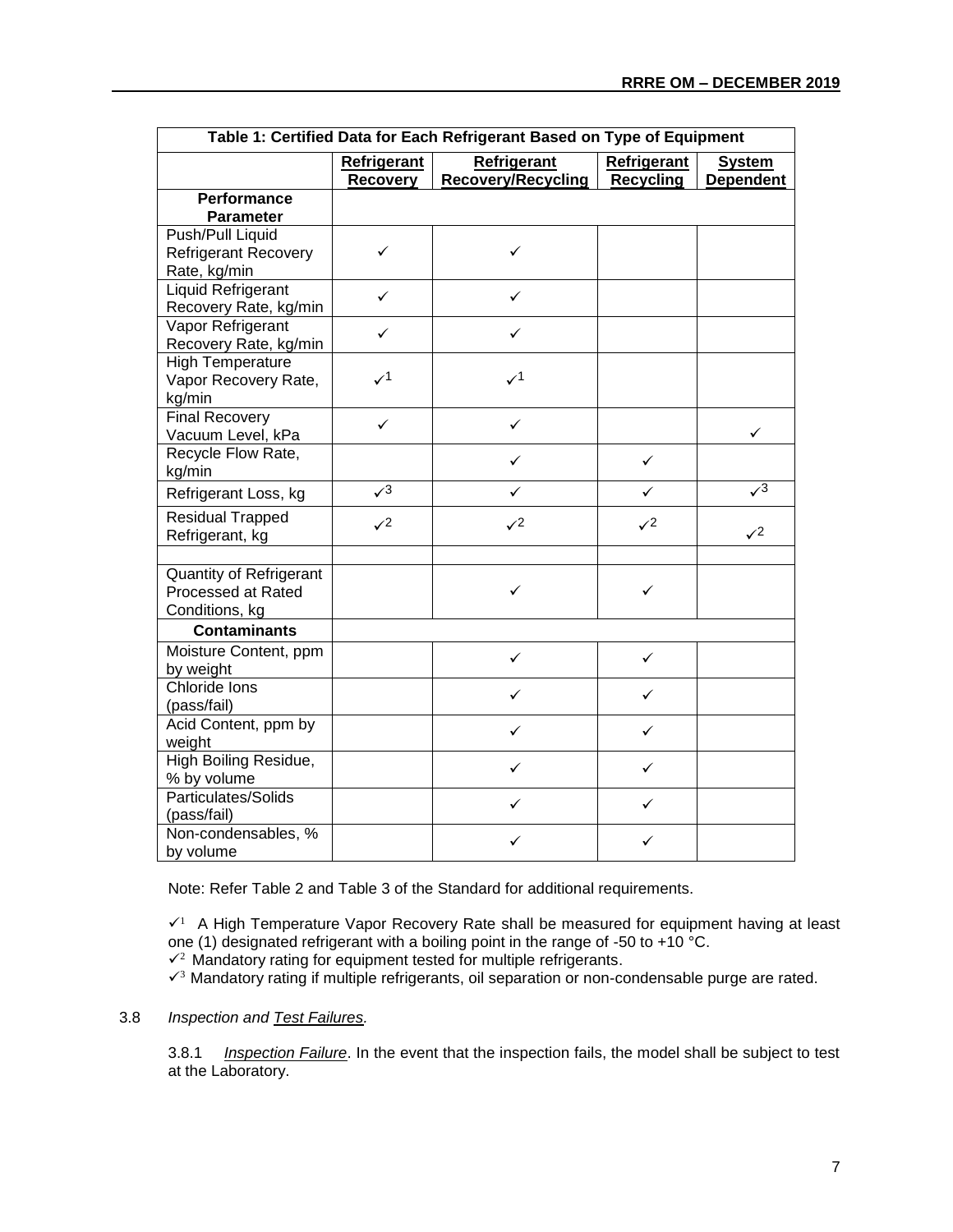| Table 1: Certified Data for Each Refrigerant Based on Type of Equipment | | | | |
|---|---|---|---|---|
| | Refrigerant Recovery | Refrigerant Recovery/Recycling | Refrigerant Recycling | System Dependent |
| **Performance Parameter** | | | | |
| Push/Pull Liquid Refrigerant Recovery Rate, kg/min | ✓ | ✓ | | |
| Liquid Refrigerant Recovery Rate, kg/min | ✓ | ✓ | | |
| Vapor Refrigerant Recovery Rate, kg/min | ✓ | ✓ | | |
| High Temperature Vapor Recovery Rate, kg/min | ✓[1] | ✓[1] | | |
| Final Recovery Vacuum Level, kPa | ✓ | ✓ | | ✓ |
| Recycle Flow Rate, kg/min | | ✓ | ✓ | |
| Refrigerant Loss, kg | ✓[3] | ✓ | ✓ | ✓[3] |
| Residual Trapped Refrigerant, kg | ✓[2] | ✓[2] | ✓[2] | ✓[2] |
| | | | | |
| Quantity of Refrigerant Processed at Rated Conditions, kg | | ✓ | ✓ | |
| **Contaminants** | | | | |
| Moisture Content, ppm by weight | | ✓ | ✓ | |
| Chloride Ions (pass/fail) | | ✓ | ✓ | |
| Acid Content, ppm by weight | | ✓ | ✓ | |
| High Boiling Residue, % by volume | | ✓ | ✓ | |
| Particulates/Solids (pass/fail) | | ✓ | ✓ | |
| Non-condensables, % by volume | | ✓ | ✓ | |

Note: Refer Table 2 and Table 3 of the Standard for additional requirements.

✓[1] A High Temperature Vapor Recovery Rate shall be measured for equipment having at least one (1) designated refrigerant with a boiling point in the range of -50 to +10 °C.
✓[2] Mandatory rating for equipment tested for multiple refrigerants.
✓[3] Mandatory rating if multiple refrigerants, oil separation or non-condensable purge are rated.

3.8 *Inspection and Test Failures.*

3.8.1 *Inspection Failure*. In the event that the inspection fails, the model shall be subject to test at the Laboratory.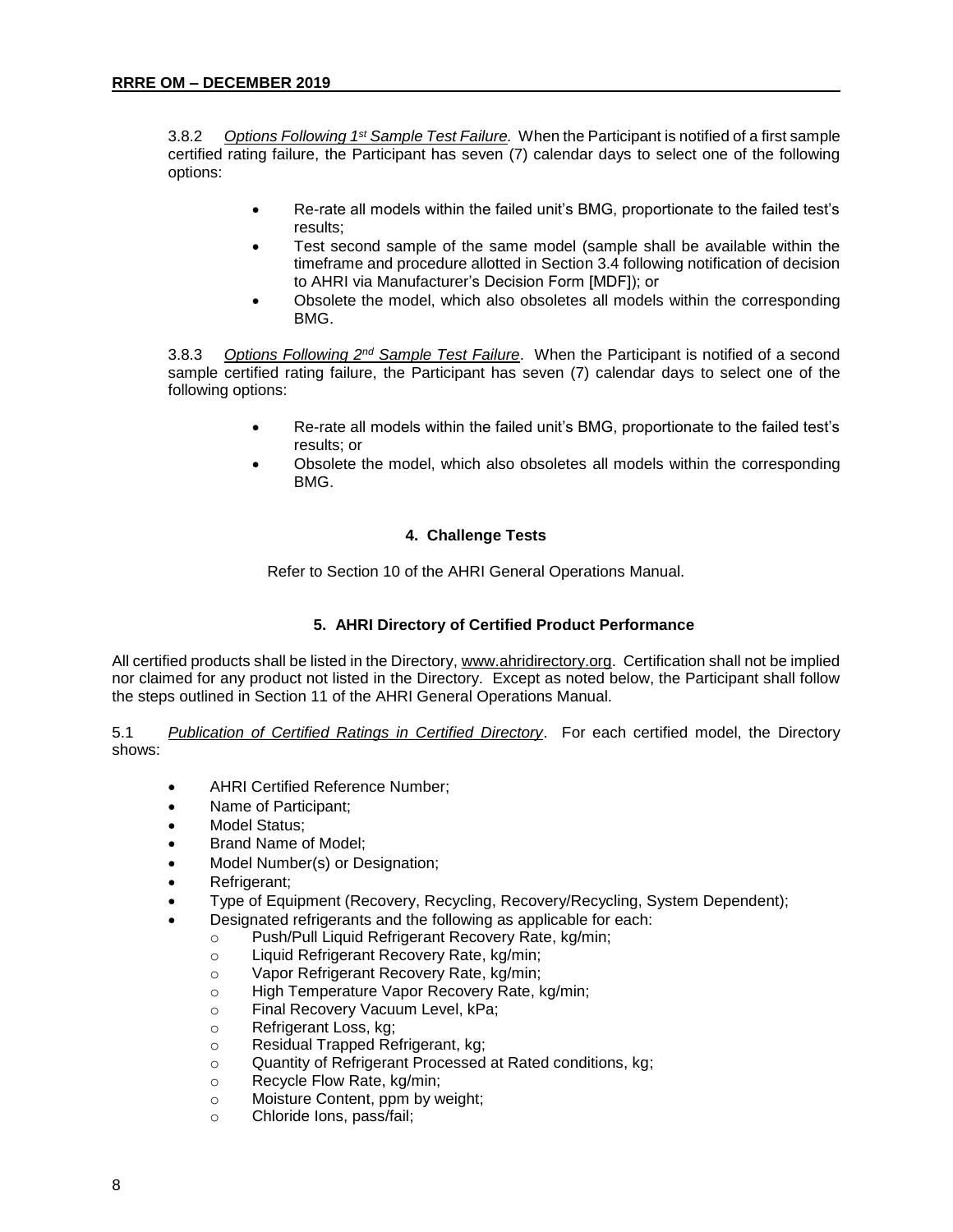3.8.2 *Options Following 1st Sample Test Failure.* When the Participant is notified of a first sample certified rating failure, the Participant has seven (7) calendar days to select one of the following options:

- Re-rate all models within the failed unit's BMG, proportionate to the failed test's results;
- Test second sample of the same model (sample shall be available within the timeframe and procedure allotted in Section 3.4 following notification of decision to AHRI via Manufacturer's Decision Form [MDF]); or
- Obsolete the model, which also obsoletes all models within the corresponding BMG.

3.8.3 *Options Following 2nd Sample Test Failure*. When the Participant is notified of a second sample certified rating failure, the Participant has seven (7) calendar days to select one of the following options:

- Re-rate all models within the failed unit's BMG, proportionate to the failed test's results; or
- Obsolete the model, which also obsoletes all models within the corresponding BMG.

## 4. Challenge Tests

Refer to Section 10 of the AHRI General Operations Manual.

## 5. AHRI Directory of Certified Product Performance

All certified products shall be listed in the Directory, www.ahridirectory.org. Certification shall not be implied nor claimed for any product not listed in the Directory. Except as noted below, the Participant shall follow the steps outlined in Section 11 of the AHRI General Operations Manual.

5.1 *Publication of Certified Ratings in Certified Directory*. For each certified model, the Directory shows:

- AHRI Certified Reference Number;
- Name of Participant;
- Model Status;
- Brand Name of Model;
- Model Number(s) or Designation;
- Refrigerant;
- Type of Equipment (Recovery, Recycling, Recovery/Recycling, System Dependent);
- Designated refrigerants and the following as applicable for each:
  - Push/Pull Liquid Refrigerant Recovery Rate, kg/min;
  - Liquid Refrigerant Recovery Rate, kg/min;
  - Vapor Refrigerant Recovery Rate, kg/min;
  - High Temperature Vapor Recovery Rate, kg/min;
  - Final Recovery Vacuum Level, kPa;
  - Refrigerant Loss, kg;
  - Residual Trapped Refrigerant, kg;
  - Quantity of Refrigerant Processed at Rated conditions, kg;
  - Recycle Flow Rate, kg/min;
  - Moisture Content, ppm by weight;
  - Chloride Ions, pass/fail;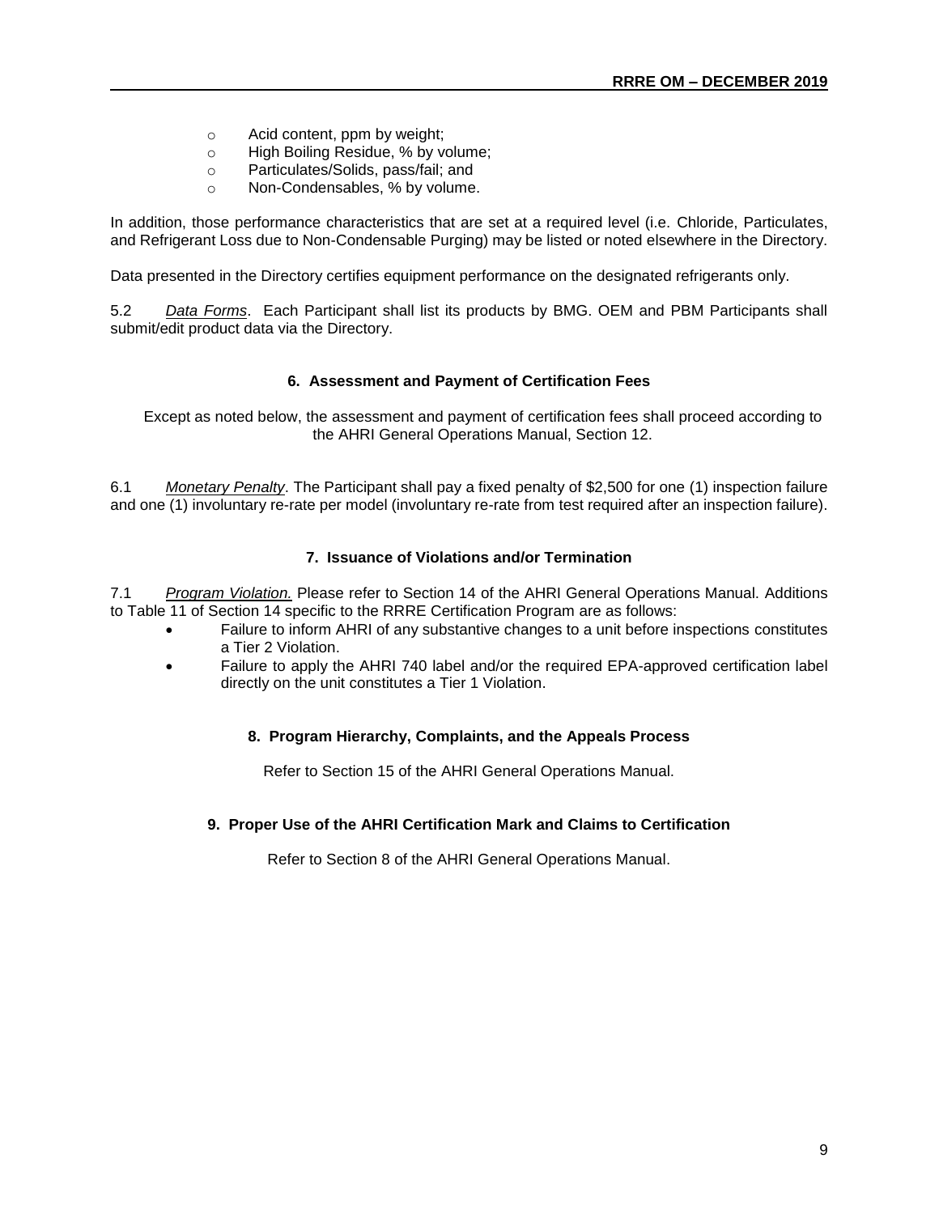- Acid content, ppm by weight;
- High Boiling Residue, % by volume;
- Particulates/Solids, pass/fail; and
- Non-Condensables, % by volume.

In addition, those performance characteristics that are set at a required level (i.e. Chloride, Particulates, and Refrigerant Loss due to Non-Condensable Purging) may be listed or noted elsewhere in the Directory.

Data presented in the Directory certifies equipment performance on the designated refrigerants only.

5.2 *Data Forms*. Each Participant shall list its products by BMG. OEM and PBM Participants shall submit/edit product data via the Directory.

## 6. Assessment and Payment of Certification Fees

Except as noted below, the assessment and payment of certification fees shall proceed according to the AHRI General Operations Manual, Section 12.

6.1 *Monetary Penalty*. The Participant shall pay a fixed penalty of $2,500 for one (1) inspection failure and one (1) involuntary re-rate per model (involuntary re-rate from test required after an inspection failure).

## 7. Issuance of Violations and/or Termination

7.1 *Program Violation.* Please refer to Section 14 of the AHRI General Operations Manual. Additions to Table 11 of Section 14 specific to the RRRE Certification Program are as follows:

- Failure to inform AHRI of any substantive changes to a unit before inspections constitutes a Tier 2 Violation.
- Failure to apply the AHRI 740 label and/or the required EPA-approved certification label directly on the unit constitutes a Tier 1 Violation.

## 8. Program Hierarchy, Complaints, and the Appeals Process

Refer to Section 15 of the AHRI General Operations Manual.

## 9. Proper Use of the AHRI Certification Mark and Claims to Certification

Refer to Section 8 of the AHRI General Operations Manual.